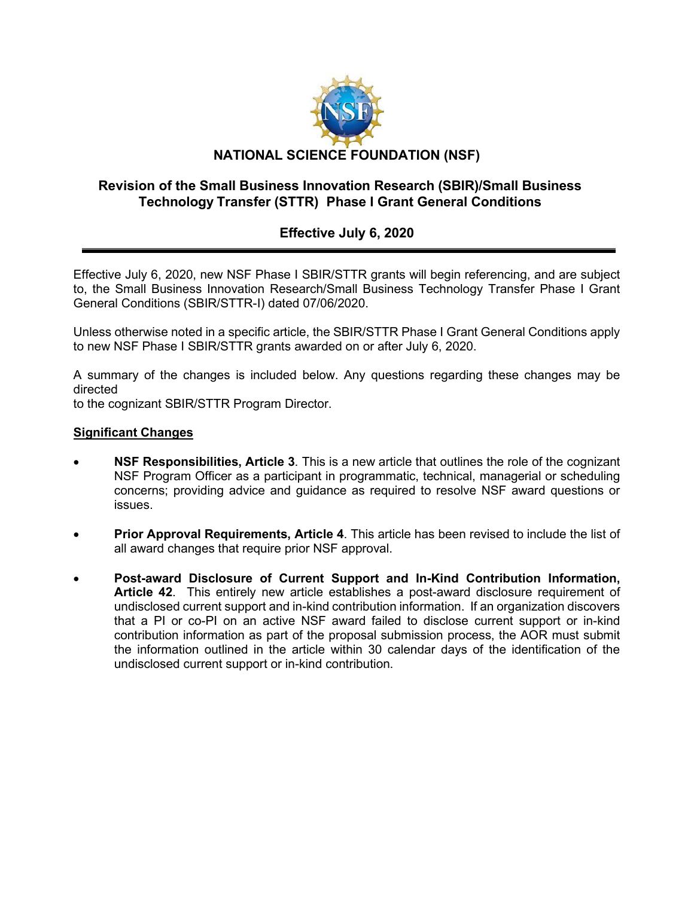# NATIONAL SCIENCE FOUNDATION (NSF)

## Revision of the Small Business Innovation Research (SBIR)/Small Business Technology Transfer (STTR) Phase I Grant General Conditions

### Effective July 6, 2020

Effective July 6, 2020, new NSF Phase I SBIR/STTR grants will begin referencing, and are subject to, the Small Business Innovation Research/Small Business Technology Transfer Phase I Grant General Conditions (SBIR/STTR-I) dated 07/06/2020.

Unless otherwise noted in a specific article, the SBIR/STTR Phase I Grant General Conditions apply to new NSF Phase I SBIR/STTR grants awarded on or after July 6, 2020.

A summary of the changes is included below. Any questions regarding these changes may be directed
to the cognizant SBIR/STTR Program Director.

**Significant Changes**

- **NSF Responsibilities, Article 3**. This is a new article that outlines the role of the cognizant NSF Program Officer as a participant in programmatic, technical, managerial or scheduling concerns; providing advice and guidance as required to resolve NSF award questions or issues.

- **Prior Approval Requirements, Article 4**. This article has been revised to include the list of all award changes that require prior NSF approval.

- **Post-award Disclosure of Current Support and In-Kind Contribution Information, Article 42**. This entirely new article establishes a post-award disclosure requirement of undisclosed current support and in-kind contribution information. If an organization discovers that a PI or co-PI on an active NSF award failed to disclose current support or in-kind contribution information as part of the proposal submission process, the AOR must submit the information outlined in the article within 30 calendar days of the identification of the undisclosed current support or in-kind contribution.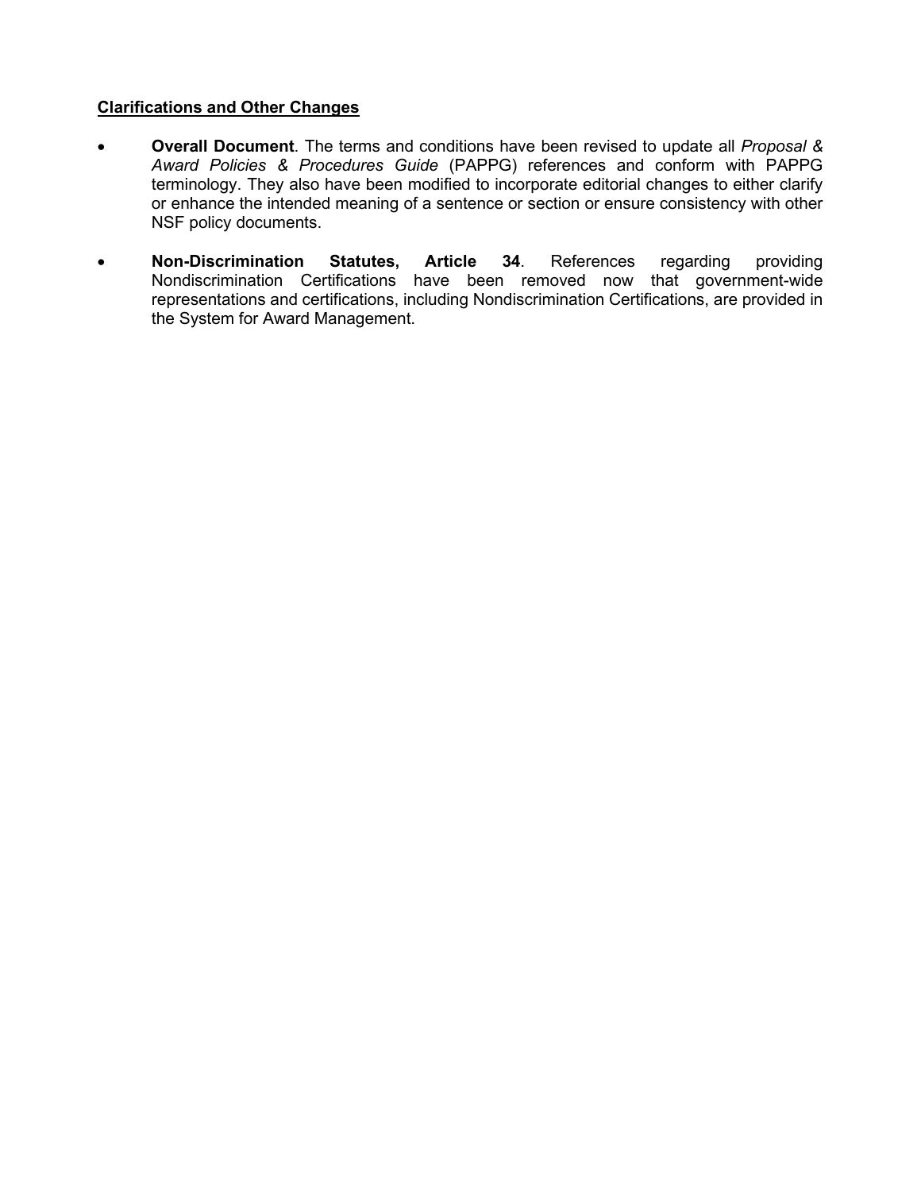**Clarifications and Other Changes**

- **Overall Document**. The terms and conditions have been revised to update all *Proposal & Award Policies & Procedures Guide* (PAPPG) references and conform with PAPPG terminology. They also have been modified to incorporate editorial changes to either clarify or enhance the intended meaning of a sentence or section or ensure consistency with other NSF policy documents.
- **Non-Discrimination Statutes, Article 34**. References regarding providing Nondiscrimination Certifications have been removed now that government-wide representations and certifications, including Nondiscrimination Certifications, are provided in the System for Award Management.